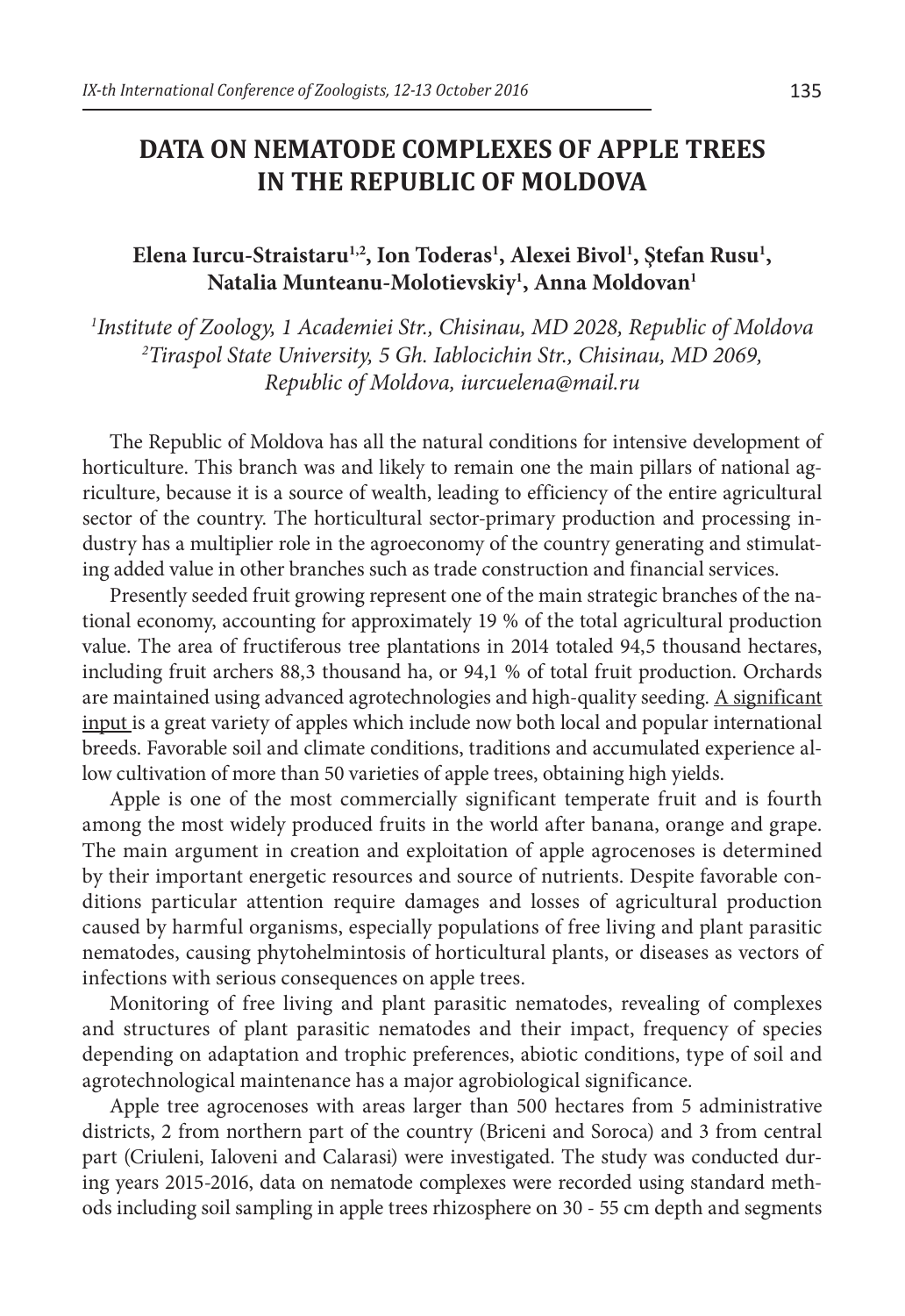# DATA ON NEMATODE COMPLEXES OF APPLE TREES IN THE REPUBLIC OF MOLDOVA

**Elena Iurcu-Straistaru[1,2], Ion Toderas[1], Alexei Bivol[1], Ştefan Rusu[1], Natalia Munteanu-Molotievskiy[1], Anna Moldovan[1]**

*[1]Institute of Zoology, 1 Academiei Str., Chisinau, MD 2028, Republic of Moldova*
*[2]Tiraspol State University, 5 Gh. Iablocichin Str., Chisinau, MD 2069, Republic of Moldova, iurcuelena@mail.ru*

The Republic of Moldova has all the natural conditions for intensive development of horticulture. This branch was and likely to remain one the main pillars of national agriculture, because it is a source of wealth, leading to efficiency of the entire agricultural sector of the country. The horticultural sector-primary production and processing industry has a multiplier role in the agroeconomy of the country generating and stimulating added value in other branches such as trade construction and financial services.

Presently seeded fruit growing represent one of the main strategic branches of the national economy, accounting for approximately 19 % of the total agricultural production value. The area of fructiferous tree plantations in 2014 totaled 94,5 thousand hectares, including fruit archers 88,3 thousand ha, or 94,1 % of total fruit production. Orchards are maintained using advanced agrotechnologies and high-quality seeding. A significant input is a great variety of apples which include now both local and popular international breeds. Favorable soil and climate conditions, traditions and accumulated experience allow cultivation of more than 50 varieties of apple trees, obtaining high yields.

Apple is one of the most commercially significant temperate fruit and is fourth among the most widely produced fruits in the world after banana, orange and grape. The main argument in creation and exploitation of apple agrocenoses is determined by their important energetic resources and source of nutrients. Despite favorable conditions particular attention require damages and losses of agricultural production caused by harmful organisms, especially populations of free living and plant parasitic nematodes, causing phytohelmintosis of horticultural plants, or diseases as vectors of infections with serious consequences on apple trees.

Monitoring of free living and plant parasitic nematodes, revealing of complexes and structures of plant parasitic nematodes and their impact, frequency of species depending on adaptation and trophic preferences, abiotic conditions, type of soil and agrotechnological maintenance has a major agrobiological significance.

Apple tree agrocenoses with areas larger than 500 hectares from 5 administrative districts, 2 from northern part of the country (Briceni and Soroca) and 3 from central part (Criuleni, Ialoveni and Calarasi) were investigated. The study was conducted during years 2015-2016, data on nematode complexes were recorded using standard methods including soil sampling in apple trees rhizosphere on 30 - 55 cm depth and segments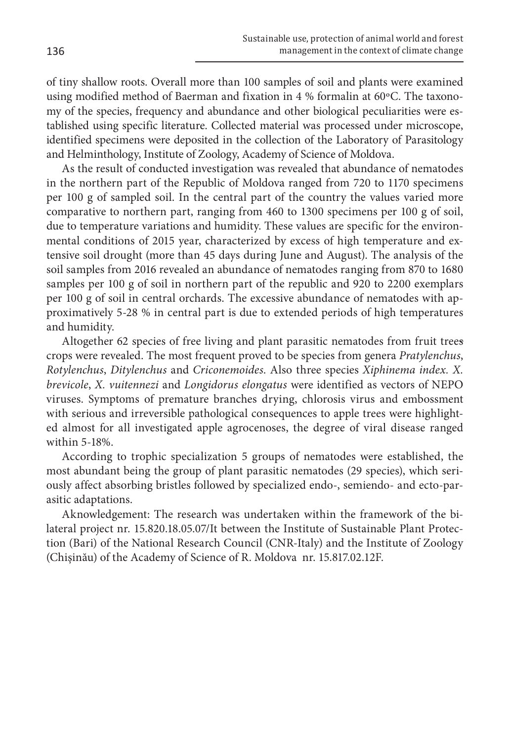of tiny shallow roots. Overall more than 100 samples of soil and plants were examined using modified method of Baerman and fixation in 4 % formalin at 60°C. The taxonomy of the species, frequency and abundance and other biological peculiarities were established using specific literature. Collected material was processed under microscope, identified specimens were deposited in the collection of the Laboratory of Parasitology and Helminthology, Institute of Zoology, Academy of Science of Moldova.

As the result of conducted investigation was revealed that abundance of nematodes in the northern part of the Republic of Moldova ranged from 720 to 1170 specimens per 100 g of sampled soil. In the central part of the country the values varied more comparative to northern part, ranging from 460 to 1300 specimens per 100 g of soil, due to temperature variations and humidity. These values are specific for the environmental conditions of 2015 year, characterized by excess of high temperature and extensive soil drought (more than 45 days during June and August). The analysis of the soil samples from 2016 revealed an abundance of nematodes ranging from 870 to 1680 samples per 100 g of soil in northern part of the republic and 920 to 2200 exemplars per 100 g of soil in central orchards. The excessive abundance of nematodes with approximatively 5-28 % in central part is due to extended periods of high temperatures and humidity.

Altogether 62 species of free living and plant parasitic nematodes from fruit trees crops were revealed. The most frequent proved to be species from genera *Pratylenchus*, *Rotylenchus*, *Ditylenchus* and *Criconemoides*. Also three species *Xiphinema index. X. brevicole*, *X. vuitennezi* and *Longidorus elongatus* were identified as vectors of NEPO viruses. Symptoms of premature branches drying, chlorosis virus and embossment with serious and irreversible pathological consequences to apple trees were highlighted almost for all investigated apple agrocenoses, the degree of viral disease ranged within 5-18%.

According to trophic specialization 5 groups of nematodes were established, the most abundant being the group of plant parasitic nematodes (29 species), which seriously affect absorbing bristles followed by specialized endo-, semiendo- and ecto-parasitic adaptations.

Aknowledgement: The research was undertaken within the framework of the bilateral project nr. 15.820.18.05.07/It between the Institute of Sustainable Plant Protection (Bari) of the National Research Council (CNR-Italy) and the Institute of Zoology (Chişinău) of the Academy of Science of R. Moldova nr. 15.817.02.12F.